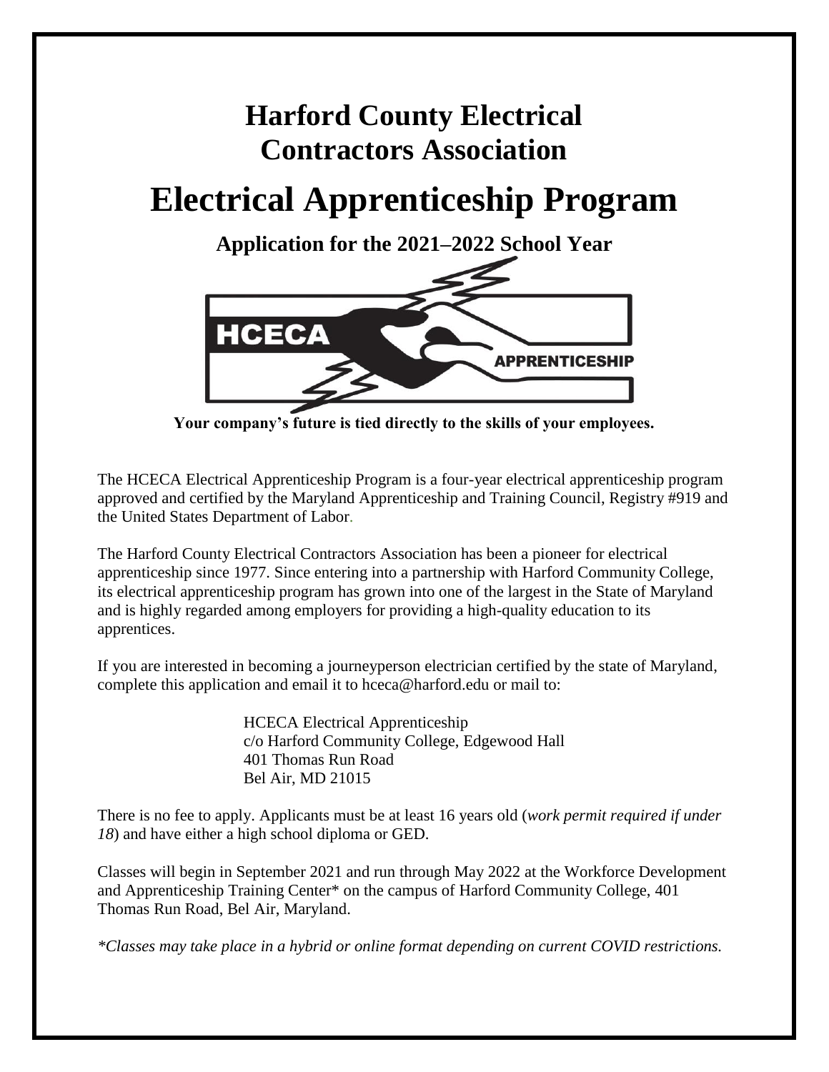# Harford County Electrical Contractors Association

# Electrical Apprenticeship Program

## Application for the 2021–2022 School Year

**Your company's future is tied directly to the skills of your employees.**

The HCECA Electrical Apprenticeship Program is a four-year electrical apprenticeship program approved and certified by the Maryland Apprenticeship and Training Council, Registry #919 and the United States Department of Labor.

The Harford County Electrical Contractors Association has been a pioneer for electrical apprenticeship since 1977. Since entering into a partnership with Harford Community College, its electrical apprenticeship program has grown into one of the largest in the State of Maryland and is highly regarded among employers for providing a high-quality education to its apprentices.

If you are interested in becoming a journeyperson electrician certified by the state of Maryland, complete this application and email it to hceca@harford.edu or mail to:

HCECA Electrical Apprenticeship
c/o Harford Community College, Edgewood Hall
401 Thomas Run Road
Bel Air, MD 21015

There is no fee to apply. Applicants must be at least 16 years old (*work permit required if under 18*) and have either a high school diploma or GED.

Classes will begin in September 2021 and run through May 2022 at the Workforce Development and Apprenticeship Training Center* on the campus of Harford Community College, 401 Thomas Run Road, Bel Air, Maryland.

*\*Classes may take place in a hybrid or online format depending on current COVID restrictions.*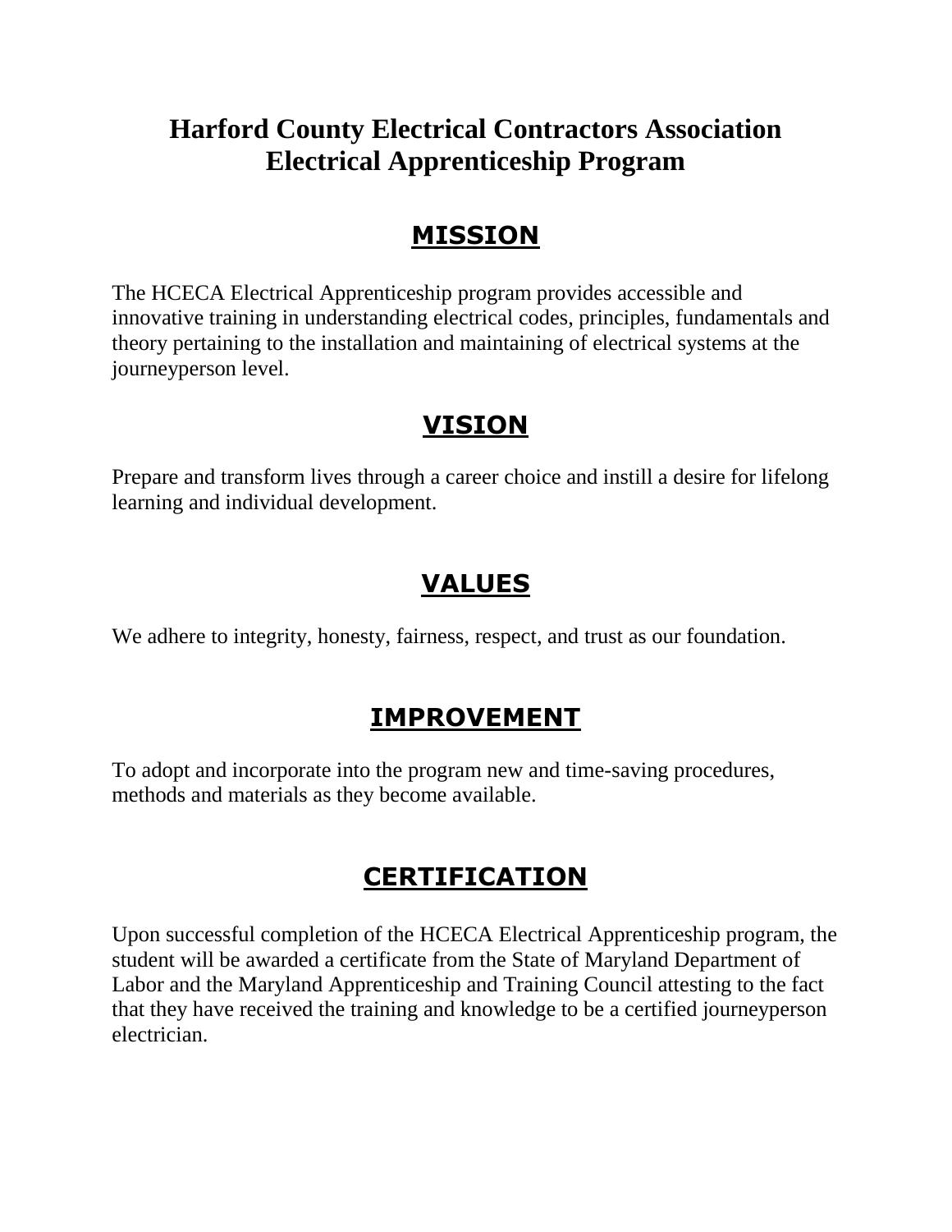# Harford County Electrical Contractors Association Electrical Apprenticeship Program

## MISSION

The HCECA Electrical Apprenticeship program provides accessible and innovative training in understanding electrical codes, principles, fundamentals and theory pertaining to the installation and maintaining of electrical systems at the journeyperson level.

## VISION

Prepare and transform lives through a career choice and instill a desire for lifelong learning and individual development.

## VALUES

We adhere to integrity, honesty, fairness, respect, and trust as our foundation.

## IMPROVEMENT

To adopt and incorporate into the program new and time-saving procedures, methods and materials as they become available.

## CERTIFICATION

Upon successful completion of the HCECA Electrical Apprenticeship program, the student will be awarded a certificate from the State of Maryland Department of Labor and the Maryland Apprenticeship and Training Council attesting to the fact that they have received the training and knowledge to be a certified journeyperson electrician.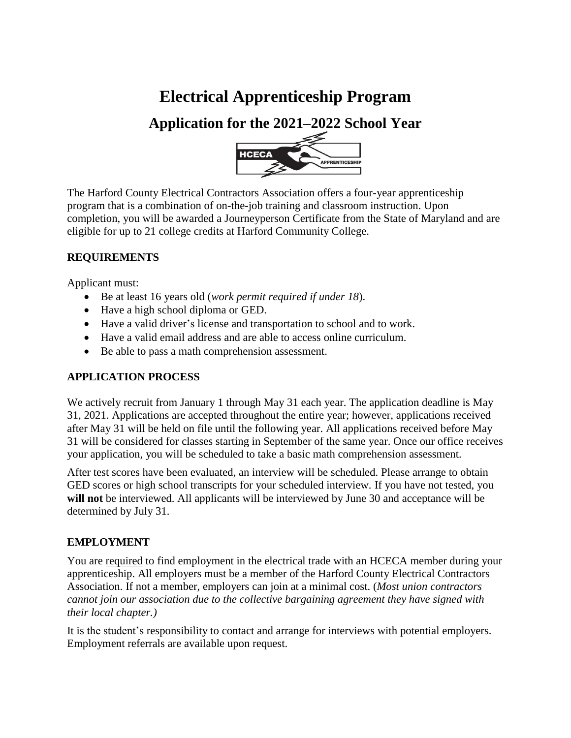# Electrical Apprenticeship Program

## Application for the 2021–2022 School Year

The Harford County Electrical Contractors Association offers a four-year apprenticeship program that is a combination of on-the-job training and classroom instruction. Upon completion, you will be awarded a Journeyperson Certificate from the State of Maryland and are eligible for up to 21 college credits at Harford Community College.

### REQUIREMENTS

Applicant must:

- Be at least 16 years old (*work permit required if under 18*).
- Have a high school diploma or GED.
- Have a valid driver's license and transportation to school and to work.
- Have a valid email address and are able to access online curriculum.
- Be able to pass a math comprehension assessment.

### APPLICATION PROCESS

We actively recruit from January 1 through May 31 each year. The application deadline is May 31, 2021. Applications are accepted throughout the entire year; however, applications received after May 31 will be held on file until the following year. All applications received before May 31 will be considered for classes starting in September of the same year. Once our office receives your application, you will be scheduled to take a basic math comprehension assessment.

After test scores have been evaluated, an interview will be scheduled. Please arrange to obtain GED scores or high school transcripts for your scheduled interview. If you have not tested, you **will not** be interviewed. All applicants will be interviewed by June 30 and acceptance will be determined by July 31.

### EMPLOYMENT

You are <u>required</u> to find employment in the electrical trade with an HCECA member during your apprenticeship. All employers must be a member of the Harford County Electrical Contractors Association. If not a member, employers can join at a minimal cost. (*Most union contractors cannot join our association due to the collective bargaining agreement they have signed with their local chapter.)*

It is the student's responsibility to contact and arrange for interviews with potential employers. Employment referrals are available upon request.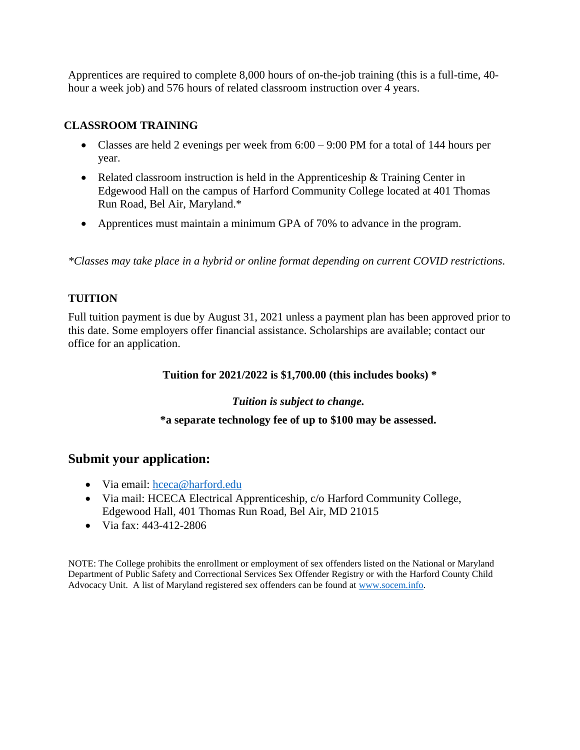Apprentices are required to complete 8,000 hours of on-the-job training (this is a full-time, 40-hour a week job) and 576 hours of related classroom instruction over 4 years.

### CLASSROOM TRAINING

- Classes are held 2 evenings per week from 6:00 – 9:00 PM for a total of 144 hours per year.
- Related classroom instruction is held in the Apprenticeship & Training Center in Edgewood Hall on the campus of Harford Community College located at 401 Thomas Run Road, Bel Air, Maryland.*
- Apprentices must maintain a minimum GPA of 70% to advance in the program.

*\*Classes may take place in a hybrid or online format depending on current COVID restrictions.*

### TUITION

Full tuition payment is due by August 31, 2021 unless a payment plan has been approved prior to this date. Some employers offer financial assistance. Scholarships are available; contact our office for an application.

**Tuition for 2021/2022 is $1,700.00 (this includes books) \***

***Tuition is subject to change.***

**\*a separate technology fee of up to $100 may be assessed.**

## Submit your application:

- Via email: hceca@harford.edu
- Via mail: HCECA Electrical Apprenticeship, c/o Harford Community College, Edgewood Hall, 401 Thomas Run Road, Bel Air, MD 21015
- Via fax: 443-412-2806

NOTE: The College prohibits the enrollment or employment of sex offenders listed on the National or Maryland Department of Public Safety and Correctional Services Sex Offender Registry or with the Harford County Child Advocacy Unit. A list of Maryland registered sex offenders can be found at www.socem.info.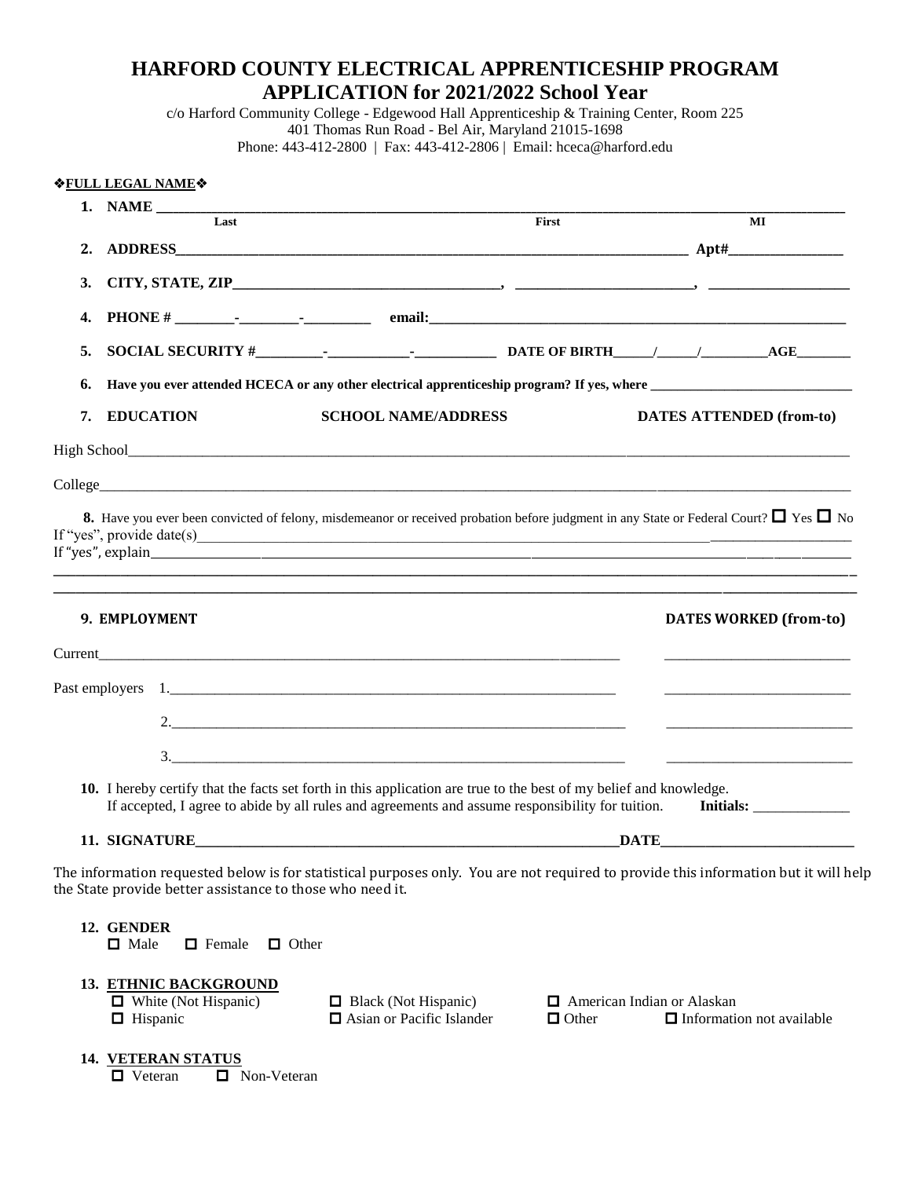# HARFORD COUNTY ELECTRICAL APPRENTICESHIP PROGRAM
# APPLICATION for 2021/2022 School Year

c/o Harford Community College - Edgewood Hall Apprenticeship & Training Center, Room 225
401 Thomas Run Road - Bel Air, Maryland 21015-1698
Phone: 443-412-2800 | Fax: 443-412-2806 | Email: hceca@harford.edu

**❖FULL LEGAL NAME❖**

1. **NAME** ______________________________________________________________________________
   Last First MI

2. **ADDRESS**_______________________________________________________________ **Apt#**______________

3. **CITY, STATE, ZIP**________________________________, ____________________, _______________

4. **PHONE #** _______-_______-________ **email:**_____________________________________________

5. **SOCIAL SECURITY #**________-__________-__________ **DATE OF BIRTH**_____/_____/________ **AGE**_______

6. **Have you ever attended HCECA or any other electrical apprenticeship program? If yes, where** ______________________

7. **EDUCATION** **SCHOOL NAME/ADDRESS** **DATES ATTENDED (from-to)**

High School______________________________________________________________________________

College_________________________________________________________________________________

**8.** Have you ever been convicted of felony, misdemeanor or received probation before judgment in any State or Federal Court? ☐ Yes ☐ No
If "yes", provide date(s)____________________________________________________________________
If "yes", explain__________________________________________________________________________
_______________________________________________________________________________________
_______________________________________________________________________________________

**9. EMPLOYMENT** **DATES WORKED (from-to)**

Current_______________________________________________________ ____________________

Past employers 1.______________________________________________ ____________________

2.______________________________________________ ____________________

3.______________________________________________ ____________________

**10.** I hereby certify that the facts set forth in this application are true to the best of my belief and knowledge.
If accepted, I agree to abide by all rules and agreements and assume responsibility for tuition. **Initials:** ____________

**11. SIGNATURE**_______________________________________________ **DATE**_______________________

The information requested below is for statistical purposes only. You are not required to provide this information but it will help the State provide better assistance to those who need it.

**12. GENDER**
☐ Male ☐ Female ☐ Other

**13. ETHNIC BACKGROUND**
☐ White (Not Hispanic) ☐ Black (Not Hispanic) ☐ American Indian or Alaskan
☐ Hispanic ☐ Asian or Pacific Islander ☐ Other ☐ Information not available

**14. VETERAN STATUS**
☐ Veteran ☐ Non-Veteran